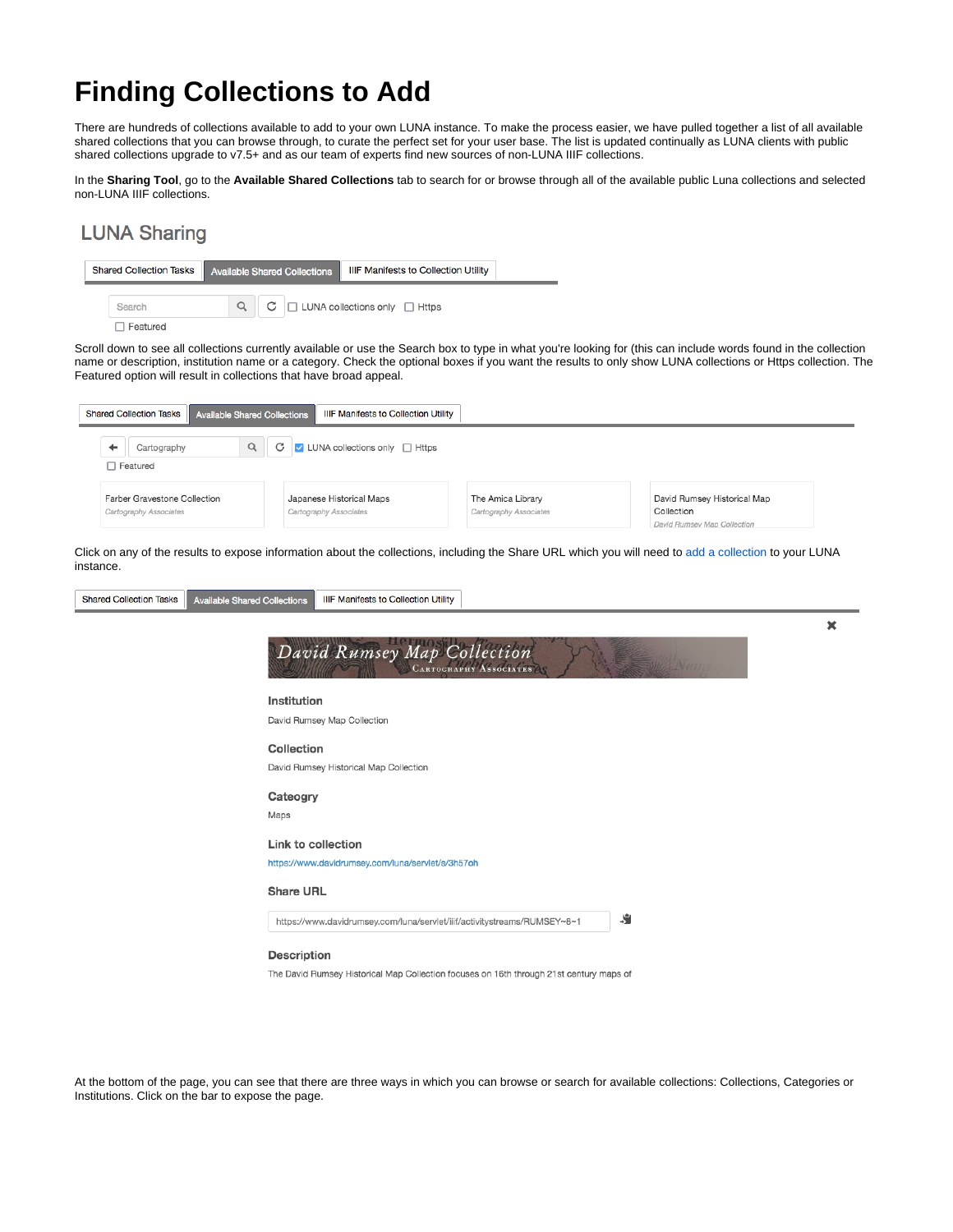# Finding Collections to Add

There are hundreds of collections available to add to your own LUNA instance. To make the process easier, we have pulled together a list of all available shared collections that you can browse through, to curate the perfect set for your user base. The list is updated continually as LUNA clients with public shared collections upgrade to v7.5+ and as our team of experts find new sources of non-LUNA IIIF collections.

In the **Sharing Tool**, go to the **Available Shared Collections** tab to search for or browse through all of the available public Luna collections and selected non-LUNA IIIF collections.

LUNA Sharing

Shared Collection Tasks | Available Shared Collections | IIIF Manifests to Collection Utility

Search | LUNA collections only | Https

Featured

Scroll down to see all collections currently available or use the Search box to type in what you're looking for (this can include words found in the collection name or description, institution name or a category. Check the optional boxes if you want the results to only show LUNA collections or Https collection. The Featured option will result in collections that have broad appeal.

Shared Collection Tasks | Available Shared Collections | IIIF Manifests to Collection Utility

Cartography | LUNA collections only | Https

Featured

Farber Gravestone Collection
*Cartography Associates*

Japanese Historical Maps
*Cartography Associates*

The Amica Library
*Cartography Associates*

David Rumsey Historical Map Collection
*David Rumsey Map Collection*

Click on any of the results to expose information about the collections, including the Share URL which you will need to add a collection to your LUNA instance.

Shared Collection Tasks | Available Shared Collections | IIIF Manifests to Collection Utility

David Rumsey Map Collection
Cartography Associates

**Institution**

David Rumsey Map Collection

**Collection**

David Rumsey Historical Map Collection

**Cateogry**

Maps

**Link to collection**

https://www.davidrumsey.com/luna/servlet/s/3h57oh

**Share URL**

https://www.davidrumsey.com/luna/servlet/iiif/activitystreams/RUMSEY~8~1

**Description**

The David Rumsey Historical Map Collection focuses on 16th through 21st century maps of

At the bottom of the page, you can see that there are three ways in which you can browse or search for available collections: Collections, Categories or Institutions. Click on the bar to expose the page.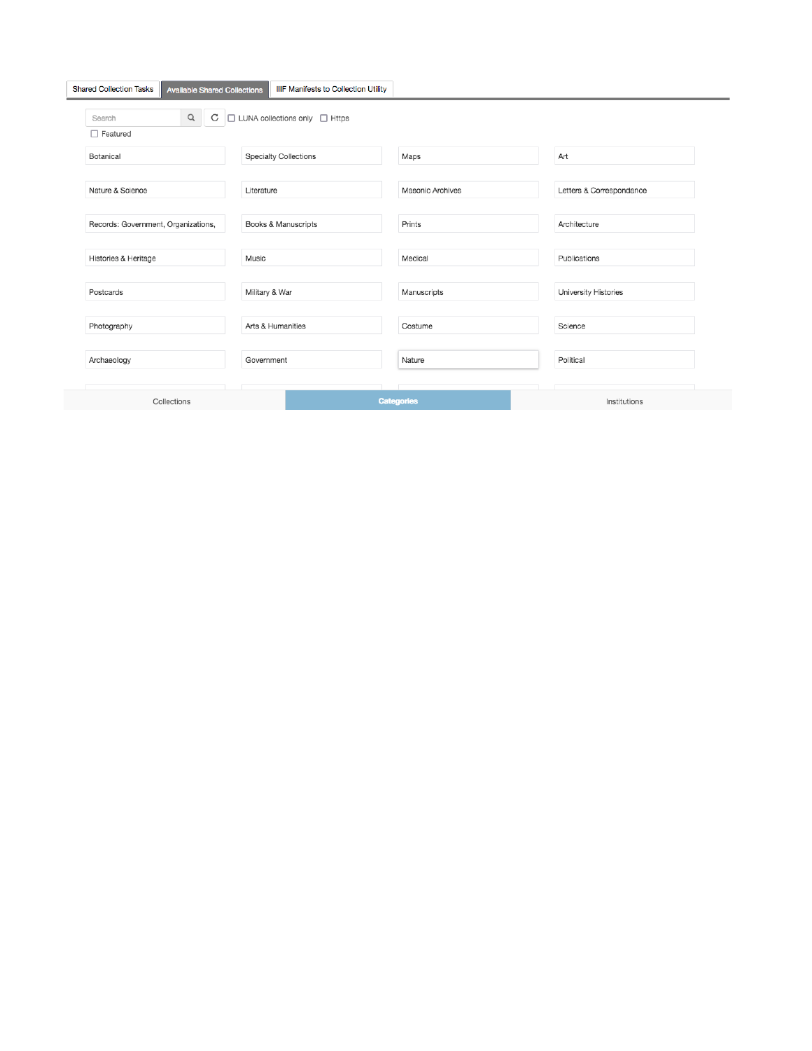Shared Collection Tasks | Available Shared Collections | IIIF Manifests to Collection Utility

Search

☐ LUNA collections only ☐ Https

☐ Featured

| | | | |
|---|---|---|---|
| Botanical | Specialty Collections | Maps | Art |
| Nature & Science | Literature | Masonic Archives | Letters & Correspondance |
| Records: Government, Organizations, | Books & Manuscripts | Prints | Architecture |
| Histories & Heritage | Music | Medical | Publications |
| Postcards | Military & War | Manuscripts | University Histories |
| Photography | Arts & Humanities | Costume | Science |
| Archaeology | Government | Nature | Political |

Collections | **Categories** | Institutions